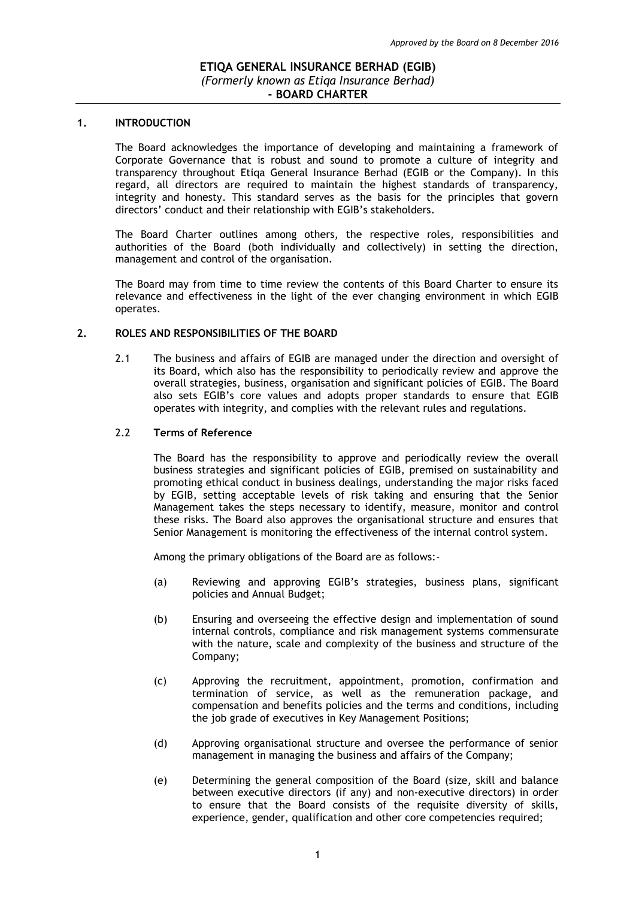*Approved by the Board on 8 December 2016*

# ETIQA GENERAL INSURANCE BERHAD (EGIB)

*(Formerly known as Etiqa Insurance Berhad)*

**- BOARD CHARTER**

## 1. INTRODUCTION

The Board acknowledges the importance of developing and maintaining a framework of Corporate Governance that is robust and sound to promote a culture of integrity and transparency throughout Etiqa General Insurance Berhad (EGIB or the Company). In this regard, all directors are required to maintain the highest standards of transparency, integrity and honesty. This standard serves as the basis for the principles that govern directors' conduct and their relationship with EGIB's stakeholders.

The Board Charter outlines among others, the respective roles, responsibilities and authorities of the Board (both individually and collectively) in setting the direction, management and control of the organisation.

The Board may from time to time review the contents of this Board Charter to ensure its relevance and effectiveness in the light of the ever changing environment in which EGIB operates.

## 2. ROLES AND RESPONSIBILITIES OF THE BOARD

2.1 The business and affairs of EGIB are managed under the direction and oversight of its Board, which also has the responsibility to periodically review and approve the overall strategies, business, organisation and significant policies of EGIB. The Board also sets EGIB's core values and adopts proper standards to ensure that EGIB operates with integrity, and complies with the relevant rules and regulations.

### 2.2 Terms of Reference

The Board has the responsibility to approve and periodically review the overall business strategies and significant policies of EGIB, premised on sustainability and promoting ethical conduct in business dealings, understanding the major risks faced by EGIB, setting acceptable levels of risk taking and ensuring that the Senior Management takes the steps necessary to identify, measure, monitor and control these risks. The Board also approves the organisational structure and ensures that Senior Management is monitoring the effectiveness of the internal control system.

Among the primary obligations of the Board are as follows:-

(a) Reviewing and approving EGIB's strategies, business plans, significant policies and Annual Budget;

(b) Ensuring and overseeing the effective design and implementation of sound internal controls, compliance and risk management systems commensurate with the nature, scale and complexity of the business and structure of the Company;

(c) Approving the recruitment, appointment, promotion, confirmation and termination of service, as well as the remuneration package, and compensation and benefits policies and the terms and conditions, including the job grade of executives in Key Management Positions;

(d) Approving organisational structure and oversee the performance of senior management in managing the business and affairs of the Company;

(e) Determining the general composition of the Board (size, skill and balance between executive directors (if any) and non-executive directors) in order to ensure that the Board consists of the requisite diversity of skills, experience, gender, qualification and other core competencies required;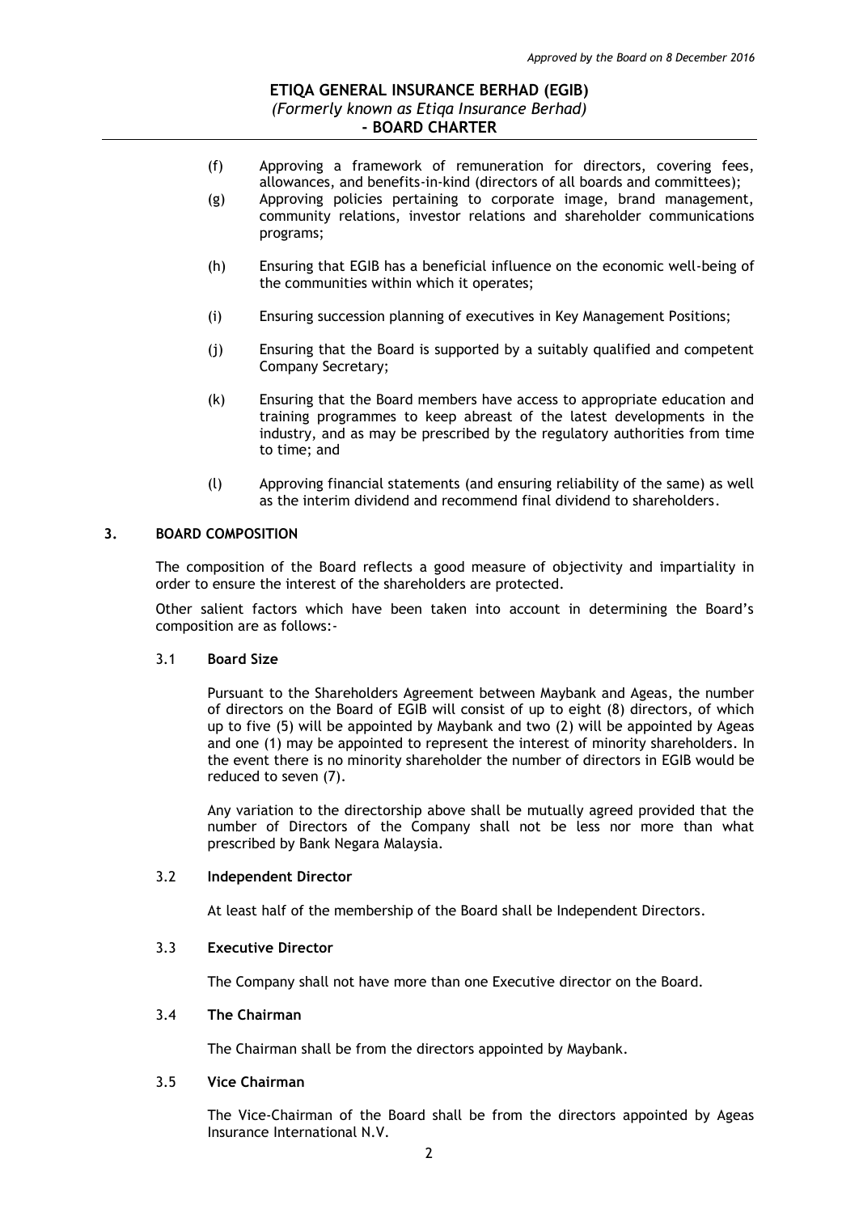(f) Approving a framework of remuneration for directors, covering fees, allowances, and benefits-in-kind (directors of all boards and committees);

(g) Approving policies pertaining to corporate image, brand management, community relations, investor relations and shareholder communications programs;

(h) Ensuring that EGIB has a beneficial influence on the economic well-being of the communities within which it operates;

(i) Ensuring succession planning of executives in Key Management Positions;

(j) Ensuring that the Board is supported by a suitably qualified and competent Company Secretary;

(k) Ensuring that the Board members have access to appropriate education and training programmes to keep abreast of the latest developments in the industry, and as may be prescribed by the regulatory authorities from time to time; and

(l) Approving financial statements (and ensuring reliability of the same) as well as the interim dividend and recommend final dividend to shareholders.

## 3. BOARD COMPOSITION

The composition of the Board reflects a good measure of objectivity and impartiality in order to ensure the interest of the shareholders are protected.

Other salient factors which have been taken into account in determining the Board's composition are as follows:-

### 3.1 Board Size

Pursuant to the Shareholders Agreement between Maybank and Ageas, the number of directors on the Board of EGIB will consist of up to eight (8) directors, of which up to five (5) will be appointed by Maybank and two (2) will be appointed by Ageas and one (1) may be appointed to represent the interest of minority shareholders. In the event there is no minority shareholder the number of directors in EGIB would be reduced to seven (7).

Any variation to the directorship above shall be mutually agreed provided that the number of Directors of the Company shall not be less nor more than what prescribed by Bank Negara Malaysia.

### 3.2 Independent Director

At least half of the membership of the Board shall be Independent Directors.

### 3.3 Executive Director

The Company shall not have more than one Executive director on the Board.

### 3.4 The Chairman

The Chairman shall be from the directors appointed by Maybank.

### 3.5 Vice Chairman

The Vice-Chairman of the Board shall be from the directors appointed by Ageas Insurance International N.V.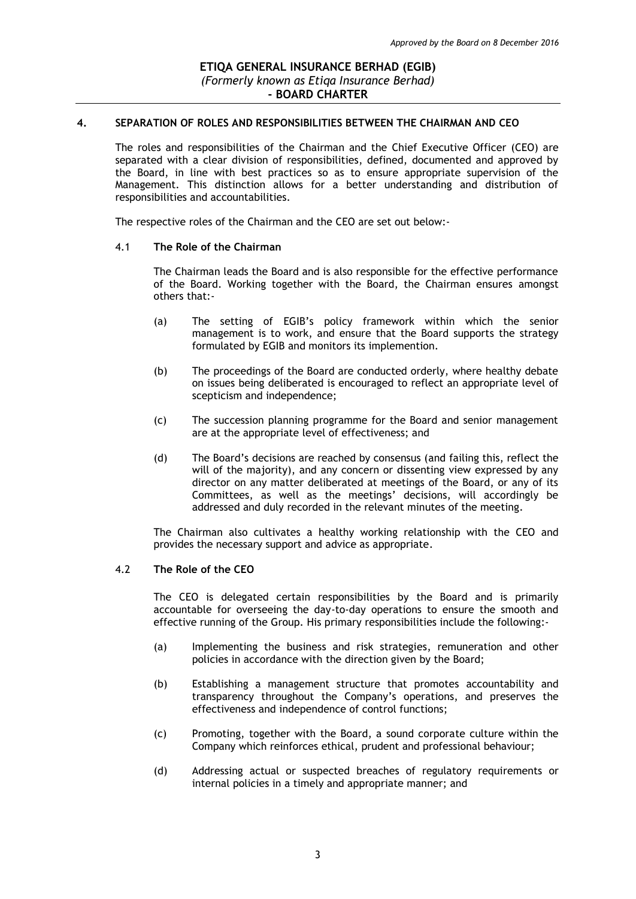## 4. SEPARATION OF ROLES AND RESPONSIBILITIES BETWEEN THE CHAIRMAN AND CEO

The roles and responsibilities of the Chairman and the Chief Executive Officer (CEO) are separated with a clear division of responsibilities, defined, documented and approved by the Board, in line with best practices so as to ensure appropriate supervision of the Management. This distinction allows for a better understanding and distribution of responsibilities and accountabilities.

The respective roles of the Chairman and the CEO are set out below:-

### 4.1 The Role of the Chairman

The Chairman leads the Board and is also responsible for the effective performance of the Board. Working together with the Board, the Chairman ensures amongst others that:-

(a) The setting of EGIB's policy framework within which the senior management is to work, and ensure that the Board supports the strategy formulated by EGIB and monitors its implemention.

(b) The proceedings of the Board are conducted orderly, where healthy debate on issues being deliberated is encouraged to reflect an appropriate level of scepticism and independence;

(c) The succession planning programme for the Board and senior management are at the appropriate level of effectiveness; and

(d) The Board's decisions are reached by consensus (and failing this, reflect the will of the majority), and any concern or dissenting view expressed by any director on any matter deliberated at meetings of the Board, or any of its Committees, as well as the meetings' decisions, will accordingly be addressed and duly recorded in the relevant minutes of the meeting.

The Chairman also cultivates a healthy working relationship with the CEO and provides the necessary support and advice as appropriate.

### 4.2 The Role of the CEO

The CEO is delegated certain responsibilities by the Board and is primarily accountable for overseeing the day-to-day operations to ensure the smooth and effective running of the Group. His primary responsibilities include the following:-

(a) Implementing the business and risk strategies, remuneration and other policies in accordance with the direction given by the Board;

(b) Establishing a management structure that promotes accountability and transparency throughout the Company's operations, and preserves the effectiveness and independence of control functions;

(c) Promoting, together with the Board, a sound corporate culture within the Company which reinforces ethical, prudent and professional behaviour;

(d) Addressing actual or suspected breaches of regulatory requirements or internal policies in a timely and appropriate manner; and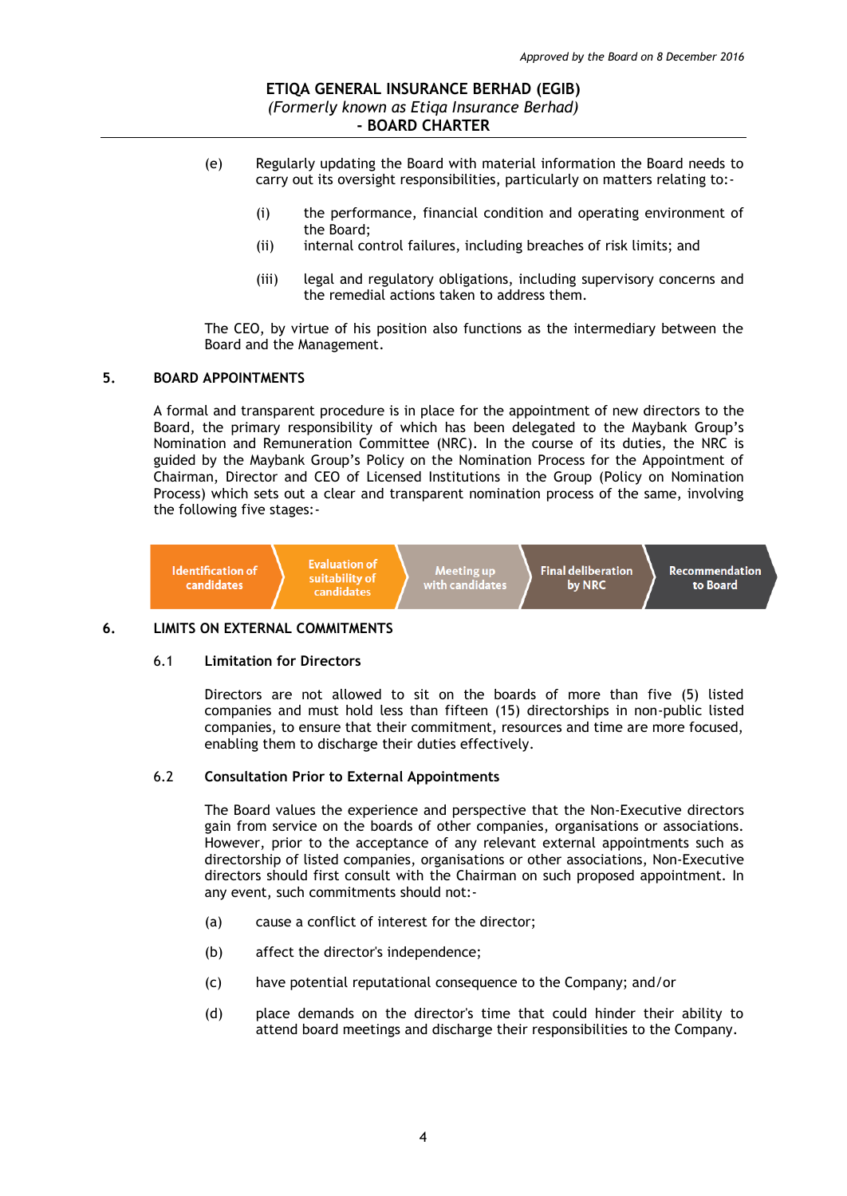(e) Regularly updating the Board with material information the Board needs to carry out its oversight responsibilities, particularly on matters relating to:-

   (i) the performance, financial condition and operating environment of the Board;

   (ii) internal control failures, including breaches of risk limits; and

   (iii) legal and regulatory obligations, including supervisory concerns and the remedial actions taken to address them.

The CEO, by virtue of his position also functions as the intermediary between the Board and the Management.

## 5. BOARD APPOINTMENTS

A formal and transparent procedure is in place for the appointment of new directors to the Board, the primary responsibility of which has been delegated to the Maybank Group's Nomination and Remuneration Committee (NRC). In the course of its duties, the NRC is guided by the Maybank Group's Policy on the Nomination Process for the Appointment of Chairman, Director and CEO of Licensed Institutions in the Group (Policy on Nomination Process) which sets out a clear and transparent nomination process of the same, involving the following five stages:-

Identification of candidates → Evaluation of suitability of candidates → Meeting up with candidates → Final deliberation by NRC → Recommendation to Board

## 6. LIMITS ON EXTERNAL COMMITMENTS

### 6.1 Limitation for Directors

Directors are not allowed to sit on the boards of more than five (5) listed companies and must hold less than fifteen (15) directorships in non-public listed companies, to ensure that their commitment, resources and time are more focused, enabling them to discharge their duties effectively.

### 6.2 Consultation Prior to External Appointments

The Board values the experience and perspective that the Non-Executive directors gain from service on the boards of other companies, organisations or associations. However, prior to the acceptance of any relevant external appointments such as directorship of listed companies, organisations or other associations, Non-Executive directors should first consult with the Chairman on such proposed appointment. In any event, such commitments should not:-

(a) cause a conflict of interest for the director;

(b) affect the director's independence;

(c) have potential reputational consequence to the Company; and/or

(d) place demands on the director's time that could hinder their ability to attend board meetings and discharge their responsibilities to the Company.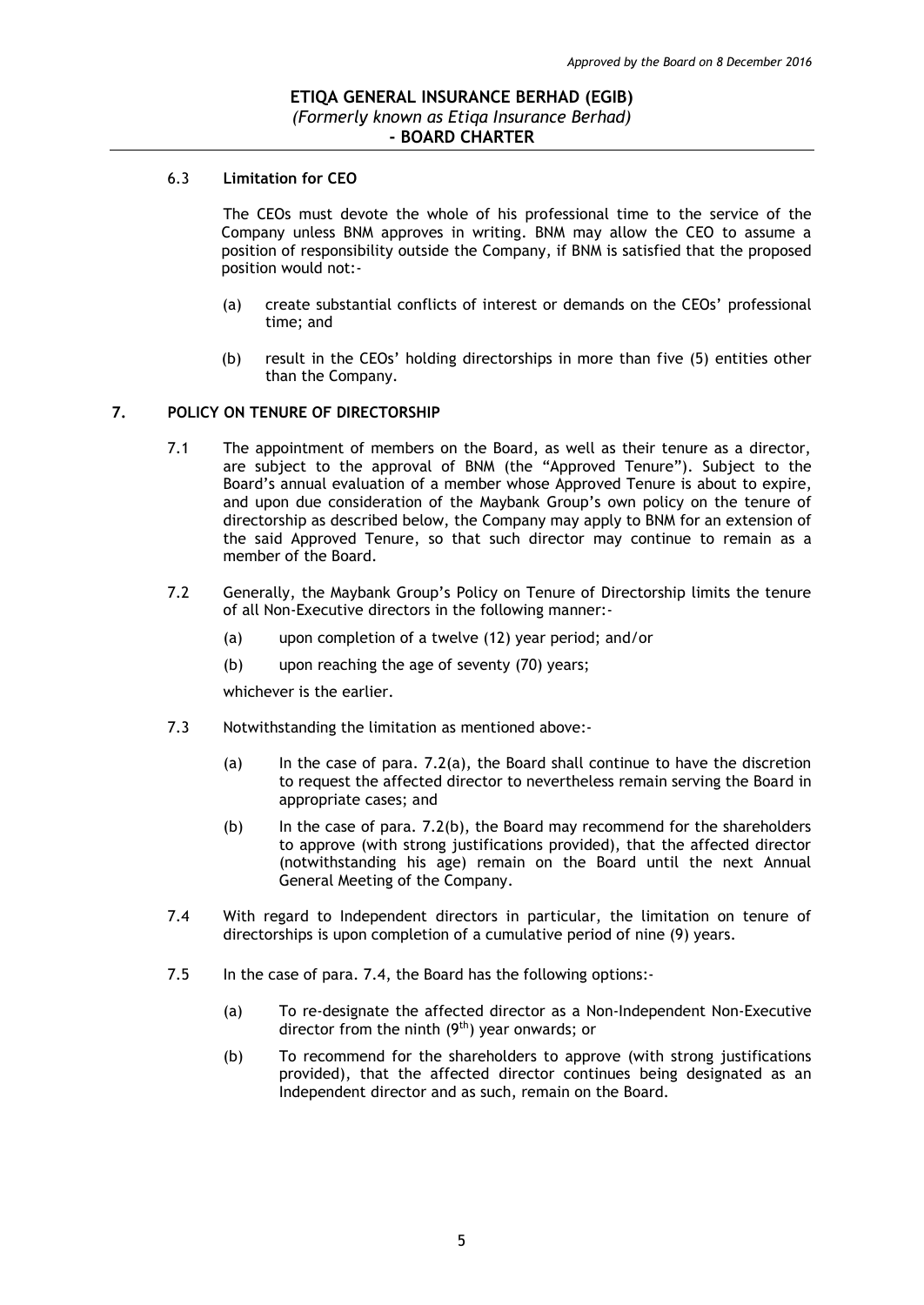### 6.3 Limitation for CEO

The CEOs must devote the whole of his professional time to the service of the Company unless BNM approves in writing. BNM may allow the CEO to assume a position of responsibility outside the Company, if BNM is satisfied that the proposed position would not:-

(a) create substantial conflicts of interest or demands on the CEOs' professional time; and

(b) result in the CEOs' holding directorships in more than five (5) entities other than the Company.

## 7. POLICY ON TENURE OF DIRECTORSHIP

7.1 The appointment of members on the Board, as well as their tenure as a director, are subject to the approval of BNM (the "Approved Tenure"). Subject to the Board's annual evaluation of a member whose Approved Tenure is about to expire, and upon due consideration of the Maybank Group's own policy on the tenure of directorship as described below, the Company may apply to BNM for an extension of the said Approved Tenure, so that such director may continue to remain as a member of the Board.

7.2 Generally, the Maybank Group's Policy on Tenure of Directorship limits the tenure of all Non-Executive directors in the following manner:-

(a) upon completion of a twelve (12) year period; and/or

(b) upon reaching the age of seventy (70) years;

whichever is the earlier.

7.3 Notwithstanding the limitation as mentioned above:-

(a) In the case of para. 7.2(a), the Board shall continue to have the discretion to request the affected director to nevertheless remain serving the Board in appropriate cases; and

(b) In the case of para. 7.2(b), the Board may recommend for the shareholders to approve (with strong justifications provided), that the affected director (notwithstanding his age) remain on the Board until the next Annual General Meeting of the Company.

7.4 With regard to Independent directors in particular, the limitation on tenure of directorships is upon completion of a cumulative period of nine (9) years.

7.5 In the case of para. 7.4, the Board has the following options:-

(a) To re-designate the affected director as a Non-Independent Non-Executive director from the ninth (9th) year onwards; or

(b) To recommend for the shareholders to approve (with strong justifications provided), that the affected director continues being designated as an Independent director and as such, remain on the Board.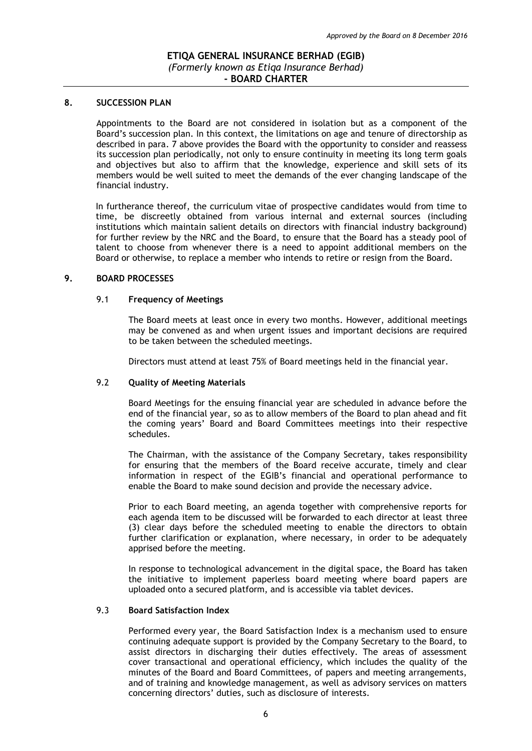## 8. SUCCESSION PLAN

Appointments to the Board are not considered in isolation but as a component of the Board's succession plan. In this context, the limitations on age and tenure of directorship as described in para. 7 above provides the Board with the opportunity to consider and reassess its succession plan periodically, not only to ensure continuity in meeting its long term goals and objectives but also to affirm that the knowledge, experience and skill sets of its members would be well suited to meet the demands of the ever changing landscape of the financial industry.

In furtherance thereof, the curriculum vitae of prospective candidates would from time to time, be discreetly obtained from various internal and external sources (including institutions which maintain salient details on directors with financial industry background) for further review by the NRC and the Board, to ensure that the Board has a steady pool of talent to choose from whenever there is a need to appoint additional members on the Board or otherwise, to replace a member who intends to retire or resign from the Board.

## 9. BOARD PROCESSES

### 9.1 Frequency of Meetings

The Board meets at least once in every two months. However, additional meetings may be convened as and when urgent issues and important decisions are required to be taken between the scheduled meetings.

Directors must attend at least 75% of Board meetings held in the financial year.

### 9.2 Quality of Meeting Materials

Board Meetings for the ensuing financial year are scheduled in advance before the end of the financial year, so as to allow members of the Board to plan ahead and fit the coming years' Board and Board Committees meetings into their respective schedules.

The Chairman, with the assistance of the Company Secretary, takes responsibility for ensuring that the members of the Board receive accurate, timely and clear information in respect of the EGIB's financial and operational performance to enable the Board to make sound decision and provide the necessary advice.

Prior to each Board meeting, an agenda together with comprehensive reports for each agenda item to be discussed will be forwarded to each director at least three (3) clear days before the scheduled meeting to enable the directors to obtain further clarification or explanation, where necessary, in order to be adequately apprised before the meeting.

In response to technological advancement in the digital space, the Board has taken the initiative to implement paperless board meeting where board papers are uploaded onto a secured platform, and is accessible via tablet devices.

### 9.3 Board Satisfaction Index

Performed every year, the Board Satisfaction Index is a mechanism used to ensure continuing adequate support is provided by the Company Secretary to the Board, to assist directors in discharging their duties effectively. The areas of assessment cover transactional and operational efficiency, which includes the quality of the minutes of the Board and Board Committees, of papers and meeting arrangements, and of training and knowledge management, as well as advisory services on matters concerning directors' duties, such as disclosure of interests.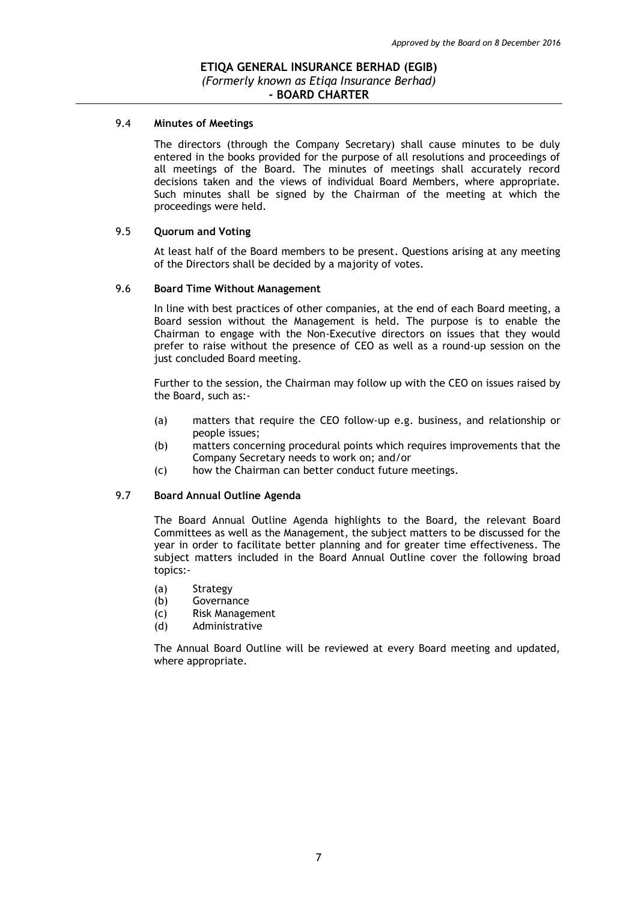### 9.4 Minutes of Meetings

The directors (through the Company Secretary) shall cause minutes to be duly entered in the books provided for the purpose of all resolutions and proceedings of all meetings of the Board. The minutes of meetings shall accurately record decisions taken and the views of individual Board Members, where appropriate. Such minutes shall be signed by the Chairman of the meeting at which the proceedings were held.

### 9.5 Quorum and Voting

At least half of the Board members to be present. Questions arising at any meeting of the Directors shall be decided by a majority of votes.

### 9.6 Board Time Without Management

In line with best practices of other companies, at the end of each Board meeting, a Board session without the Management is held. The purpose is to enable the Chairman to engage with the Non-Executive directors on issues that they would prefer to raise without the presence of CEO as well as a round-up session on the just concluded Board meeting.

Further to the session, the Chairman may follow up with the CEO on issues raised by the Board, such as:-

(a) matters that require the CEO follow-up e.g. business, and relationship or people issues;
(b) matters concerning procedural points which requires improvements that the Company Secretary needs to work on; and/or
(c) how the Chairman can better conduct future meetings.

### 9.7 Board Annual Outline Agenda

The Board Annual Outline Agenda highlights to the Board, the relevant Board Committees as well as the Management, the subject matters to be discussed for the year in order to facilitate better planning and for greater time effectiveness. The subject matters included in the Board Annual Outline cover the following broad topics:-

(a) Strategy
(b) Governance
(c) Risk Management
(d) Administrative

The Annual Board Outline will be reviewed at every Board meeting and updated, where appropriate.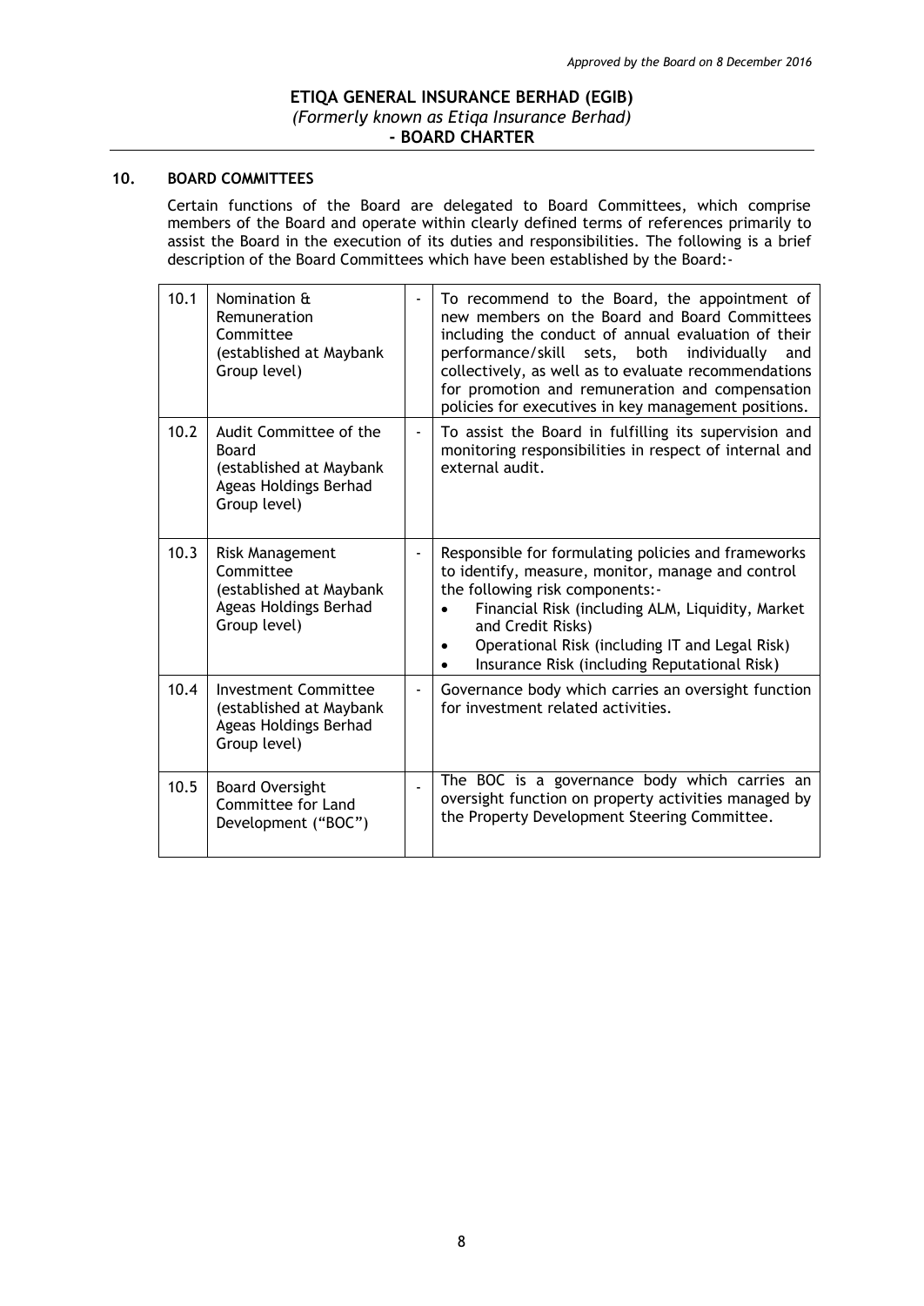## 10. BOARD COMMITTEES

Certain functions of the Board are delegated to Board Committees, which comprise members of the Board and operate within clearly defined terms of references primarily to assist the Board in the execution of its duties and responsibilities. The following is a brief description of the Board Committees which have been established by the Board:-

| | | | |
|---|---|---|---|
| 10.1 | Nomination & Remuneration Committee (established at Maybank Group level) | - | To recommend to the Board, the appointment of new members on the Board and Board Committees including the conduct of annual evaluation of their performance/skill sets, both individually and collectively, as well as to evaluate recommendations for promotion and remuneration and compensation policies for executives in key management positions. |
| 10.2 | Audit Committee of the Board (established at Maybank Ageas Holdings Berhad Group level) | - | To assist the Board in fulfilling its supervision and monitoring responsibilities in respect of internal and external audit. |
| 10.3 | Risk Management Committee (established at Maybank Ageas Holdings Berhad Group level) | - | Responsible for formulating policies and frameworks to identify, measure, monitor, manage and control the following risk components:-<br>• Financial Risk (including ALM, Liquidity, Market and Credit Risks)<br>• Operational Risk (including IT and Legal Risk)<br>• Insurance Risk (including Reputational Risk) |
| 10.4 | Investment Committee (established at Maybank Ageas Holdings Berhad Group level) | - | Governance body which carries an oversight function for investment related activities. |
| 10.5 | Board Oversight Committee for Land Development ("BOC") | - | The BOC is a governance body which carries an oversight function on property activities managed by the Property Development Steering Committee. |